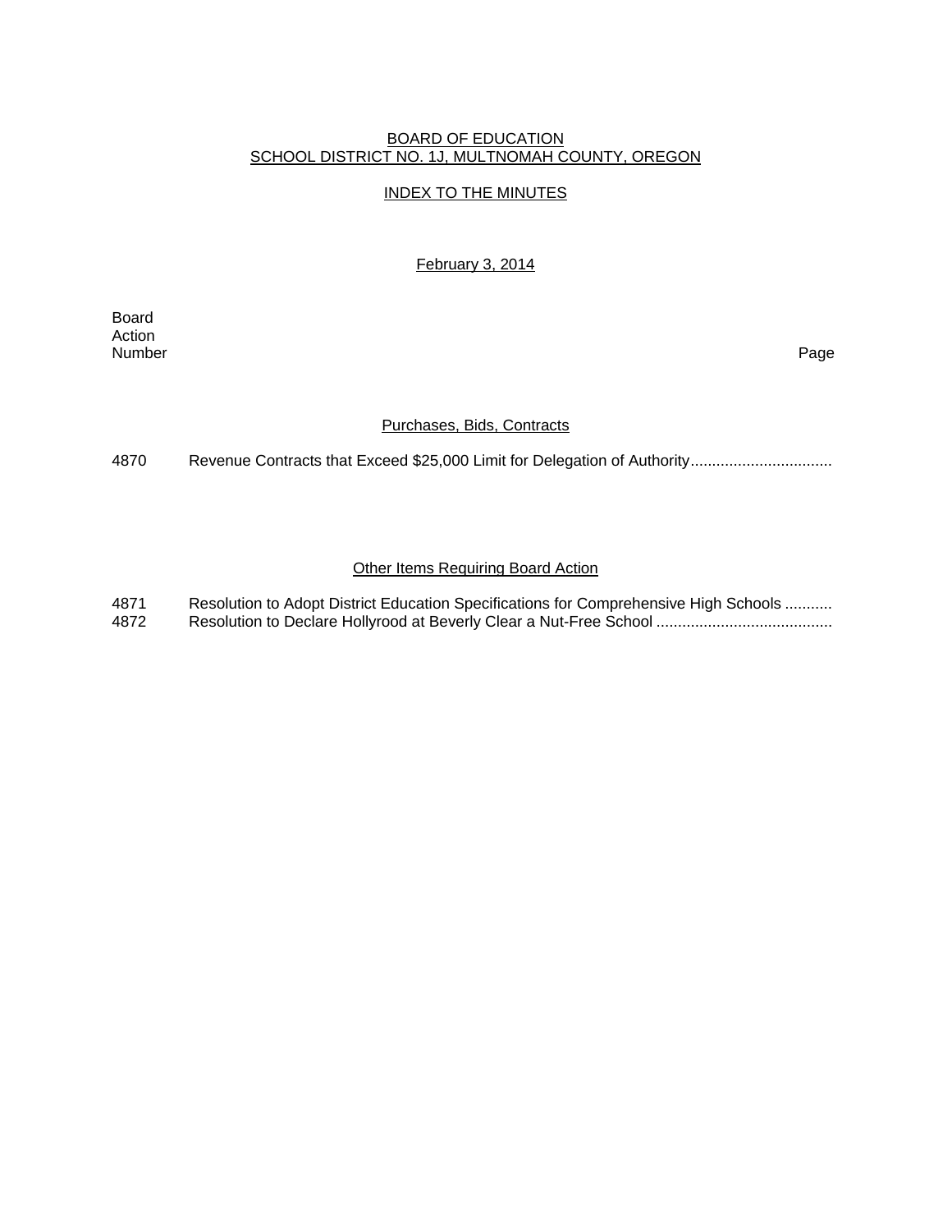BOARD OF EDUCATION
SCHOOL DISTRICT NO. 1J, MULTNOMAH COUNTY, OREGON

INDEX TO THE MINUTES

February 3, 2014

| Board Action Number | | Page |
|---|---|---|

### Purchases, Bids, Contracts

| | | |
|---|---|---|
| 4870 | Revenue Contracts that Exceed $25,000 Limit for Delegation of Authority................................ | |

### Other Items Requiring Board Action

| | | |
|---|---|---|
| 4871 | Resolution to Adopt District Education Specifications for Comprehensive High Schools ........... | |
| 4872 | Resolution to Declare Hollyrood at Beverly Clear a Nut-Free School ........................................ | |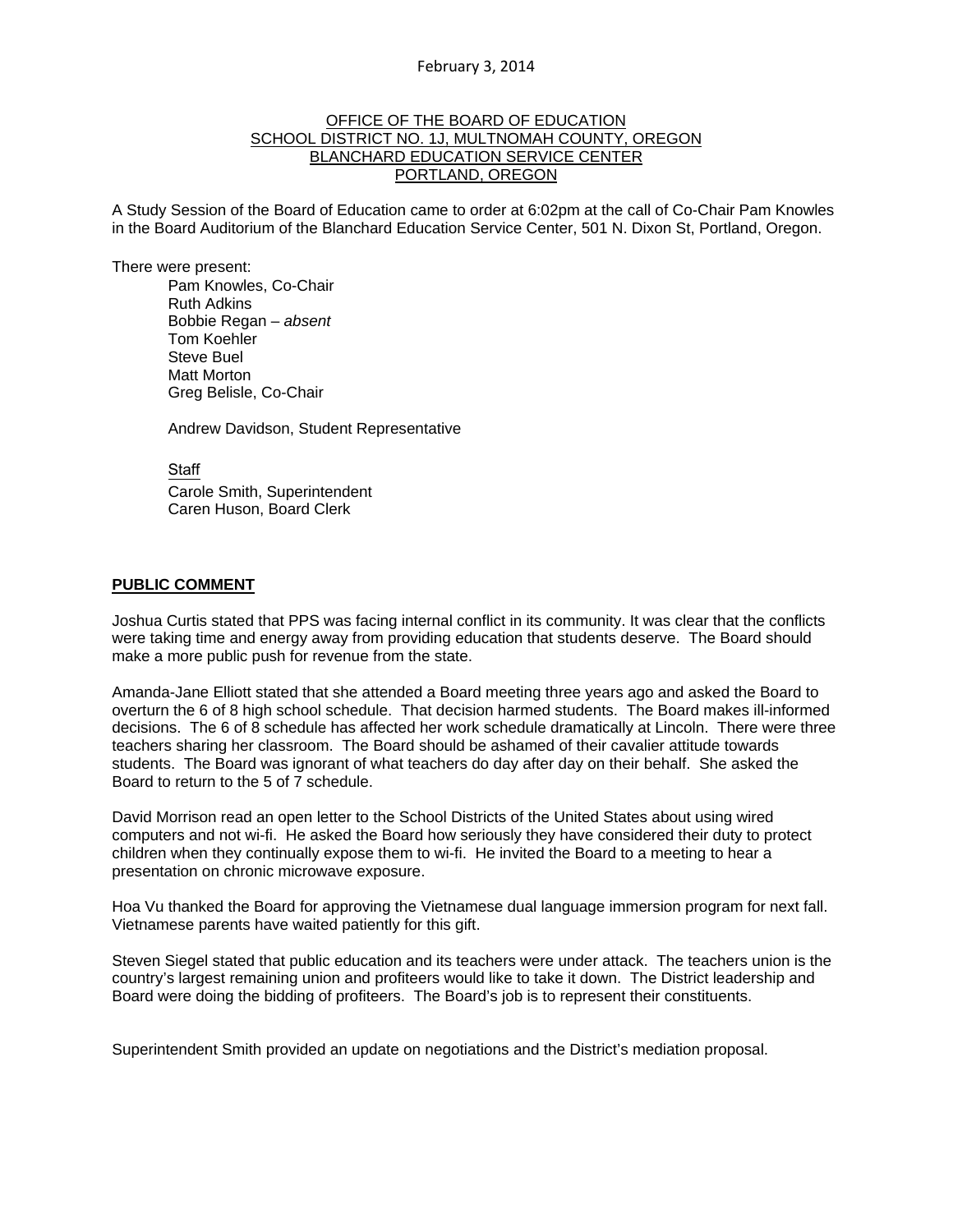February 3, 2014

OFFICE OF THE BOARD OF EDUCATION
SCHOOL DISTRICT NO. 1J, MULTNOMAH COUNTY, OREGON
BLANCHARD EDUCATION SERVICE CENTER
PORTLAND, OREGON

A Study Session of the Board of Education came to order at 6:02pm at the call of Co-Chair Pam Knowles in the Board Auditorium of the Blanchard Education Service Center, 501 N. Dixon St, Portland, Oregon.

There were present:

Pam Knowles, Co-Chair
Ruth Adkins
Bobbie Regan – *absent*
Tom Koehler
Steve Buel
Matt Morton
Greg Belisle, Co-Chair

Andrew Davidson, Student Representative

Staff
Carole Smith, Superintendent
Caren Huson, Board Clerk

**PUBLIC COMMENT**

Joshua Curtis stated that PPS was facing internal conflict in its community. It was clear that the conflicts were taking time and energy away from providing education that students deserve. The Board should make a more public push for revenue from the state.

Amanda-Jane Elliott stated that she attended a Board meeting three years ago and asked the Board to overturn the 6 of 8 high school schedule. That decision harmed students. The Board makes ill-informed decisions. The 6 of 8 schedule has affected her work schedule dramatically at Lincoln. There were three teachers sharing her classroom. The Board should be ashamed of their cavalier attitude towards students. The Board was ignorant of what teachers do day after day on their behalf. She asked the Board to return to the 5 of 7 schedule.

David Morrison read an open letter to the School Districts of the United States about using wired computers and not wi-fi. He asked the Board how seriously they have considered their duty to protect children when they continually expose them to wi-fi. He invited the Board to a meeting to hear a presentation on chronic microwave exposure.

Hoa Vu thanked the Board for approving the Vietnamese dual language immersion program for next fall. Vietnamese parents have waited patiently for this gift.

Steven Siegel stated that public education and its teachers were under attack. The teachers union is the country's largest remaining union and profiteers would like to take it down. The District leadership and Board were doing the bidding of profiteers. The Board's job is to represent their constituents.

Superintendent Smith provided an update on negotiations and the District's mediation proposal.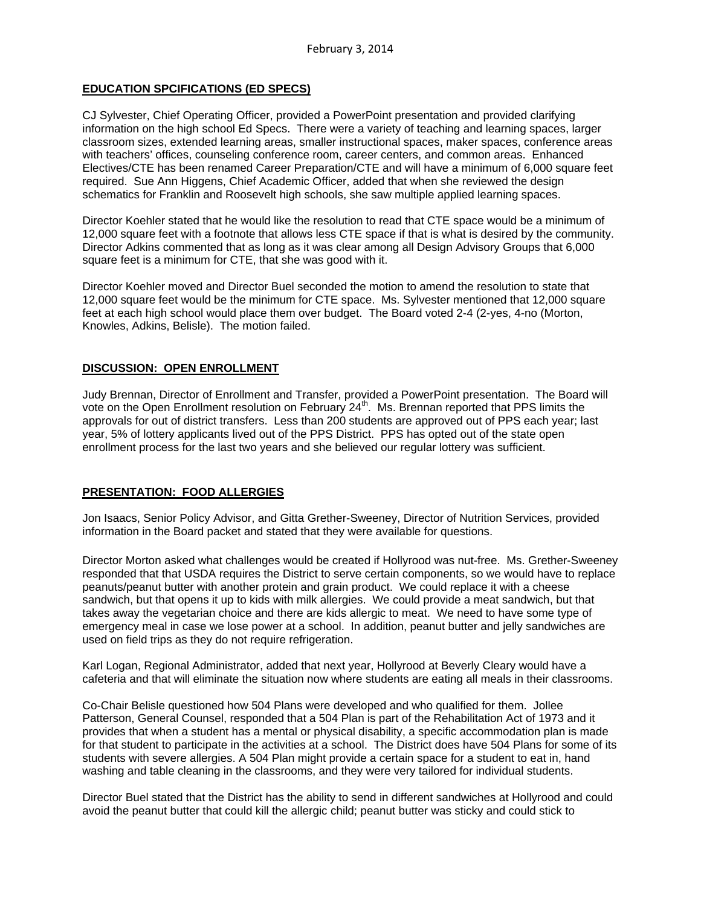February 3, 2014

## EDUCATION SPCIFICATIONS (ED SPECS)

CJ Sylvester, Chief Operating Officer, provided a PowerPoint presentation and provided clarifying information on the high school Ed Specs. There were a variety of teaching and learning spaces, larger classroom sizes, extended learning areas, smaller instructional spaces, maker spaces, conference areas with teachers' offices, counseling conference room, career centers, and common areas. Enhanced Electives/CTE has been renamed Career Preparation/CTE and will have a minimum of 6,000 square feet required. Sue Ann Higgens, Chief Academic Officer, added that when she reviewed the design schematics for Franklin and Roosevelt high schools, she saw multiple applied learning spaces.

Director Koehler stated that he would like the resolution to read that CTE space would be a minimum of 12,000 square feet with a footnote that allows less CTE space if that is what is desired by the community. Director Adkins commented that as long as it was clear among all Design Advisory Groups that 6,000 square feet is a minimum for CTE, that she was good with it.

Director Koehler moved and Director Buel seconded the motion to amend the resolution to state that 12,000 square feet would be the minimum for CTE space. Ms. Sylvester mentioned that 12,000 square feet at each high school would place them over budget. The Board voted 2-4 (2-yes, 4-no (Morton, Knowles, Adkins, Belisle). The motion failed.

## DISCUSSION: OPEN ENROLLMENT

Judy Brennan, Director of Enrollment and Transfer, provided a PowerPoint presentation. The Board will vote on the Open Enrollment resolution on February 24th. Ms. Brennan reported that PPS limits the approvals for out of district transfers. Less than 200 students are approved out of PPS each year; last year, 5% of lottery applicants lived out of the PPS District. PPS has opted out of the state open enrollment process for the last two years and she believed our regular lottery was sufficient.

## PRESENTATION: FOOD ALLERGIES

Jon Isaacs, Senior Policy Advisor, and Gitta Grether-Sweeney, Director of Nutrition Services, provided information in the Board packet and stated that they were available for questions.

Director Morton asked what challenges would be created if Hollyrood was nut-free. Ms. Grether-Sweeney responded that that USDA requires the District to serve certain components, so we would have to replace peanuts/peanut butter with another protein and grain product. We could replace it with a cheese sandwich, but that opens it up to kids with milk allergies. We could provide a meat sandwich, but that takes away the vegetarian choice and there are kids allergic to meat. We need to have some type of emergency meal in case we lose power at a school. In addition, peanut butter and jelly sandwiches are used on field trips as they do not require refrigeration.

Karl Logan, Regional Administrator, added that next year, Hollyrood at Beverly Cleary would have a cafeteria and that will eliminate the situation now where students are eating all meals in their classrooms.

Co-Chair Belisle questioned how 504 Plans were developed and who qualified for them. Jollee Patterson, General Counsel, responded that a 504 Plan is part of the Rehabilitation Act of 1973 and it provides that when a student has a mental or physical disability, a specific accommodation plan is made for that student to participate in the activities at a school. The District does have 504 Plans for some of its students with severe allergies. A 504 Plan might provide a certain space for a student to eat in, hand washing and table cleaning in the classrooms, and they were very tailored for individual students.

Director Buel stated that the District has the ability to send in different sandwiches at Hollyrood and could avoid the peanut butter that could kill the allergic child; peanut butter was sticky and could stick to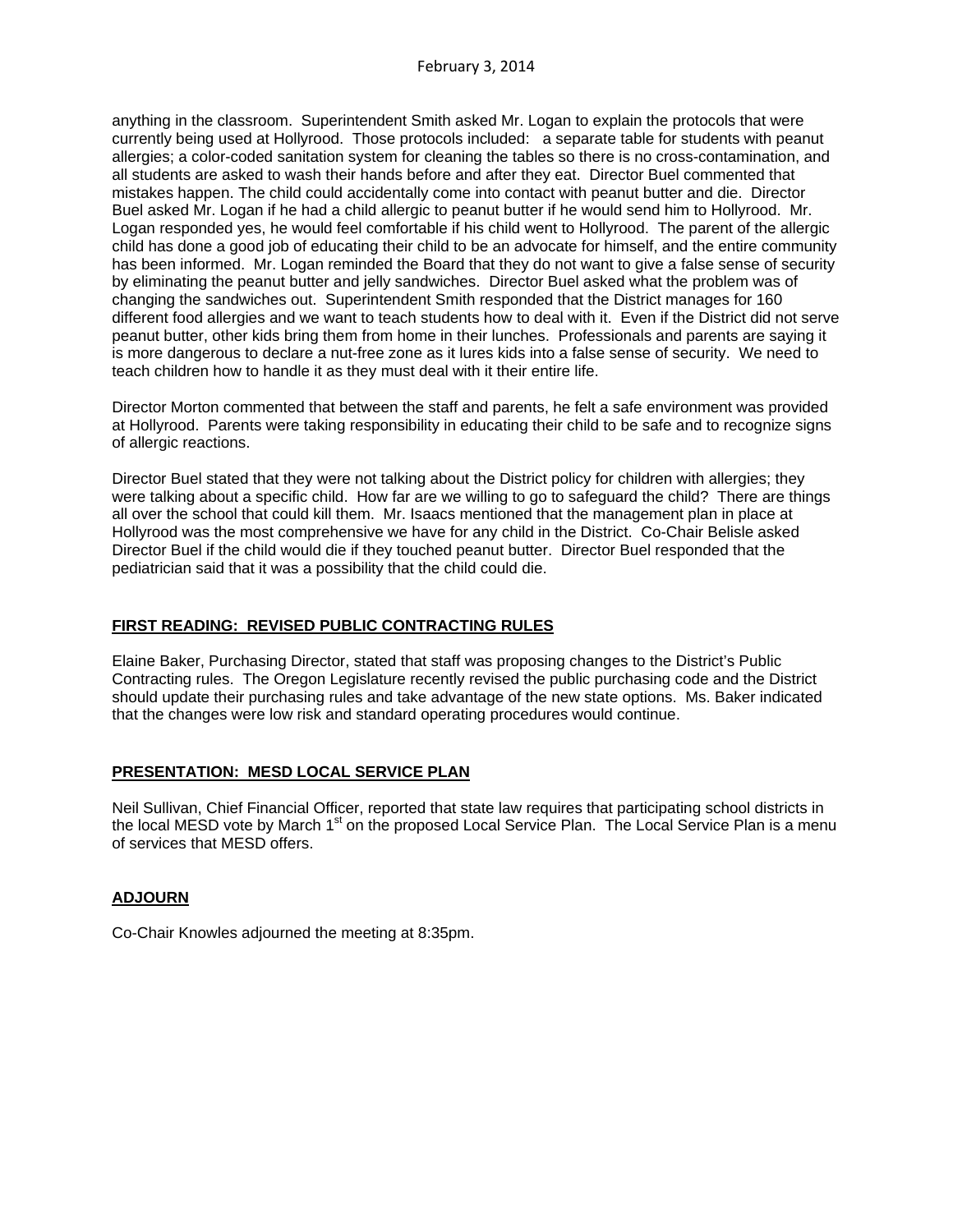anything in the classroom. Superintendent Smith asked Mr. Logan to explain the protocols that were currently being used at Hollyrood. Those protocols included: a separate table for students with peanut allergies; a color-coded sanitation system for cleaning the tables so there is no cross-contamination, and all students are asked to wash their hands before and after they eat. Director Buel commented that mistakes happen. The child could accidentally come into contact with peanut butter and die. Director Buel asked Mr. Logan if he had a child allergic to peanut butter if he would send him to Hollyrood. Mr. Logan responded yes, he would feel comfortable if his child went to Hollyrood. The parent of the allergic child has done a good job of educating their child to be an advocate for himself, and the entire community has been informed. Mr. Logan reminded the Board that they do not want to give a false sense of security by eliminating the peanut butter and jelly sandwiches. Director Buel asked what the problem was of changing the sandwiches out. Superintendent Smith responded that the District manages for 160 different food allergies and we want to teach students how to deal with it. Even if the District did not serve peanut butter, other kids bring them from home in their lunches. Professionals and parents are saying it is more dangerous to declare a nut-free zone as it lures kids into a false sense of security. We need to teach children how to handle it as they must deal with it their entire life.

Director Morton commented that between the staff and parents, he felt a safe environment was provided at Hollyrood. Parents were taking responsibility in educating their child to be safe and to recognize signs of allergic reactions.

Director Buel stated that they were not talking about the District policy for children with allergies; they were talking about a specific child. How far are we willing to go to safeguard the child? There are things all over the school that could kill them. Mr. Isaacs mentioned that the management plan in place at Hollyrood was the most comprehensive we have for any child in the District. Co-Chair Belisle asked Director Buel if the child would die if they touched peanut butter. Director Buel responded that the pediatrician said that it was a possibility that the child could die.

**FIRST READING: REVISED PUBLIC CONTRACTING RULES**

Elaine Baker, Purchasing Director, stated that staff was proposing changes to the District's Public Contracting rules. The Oregon Legislature recently revised the public purchasing code and the District should update their purchasing rules and take advantage of the new state options. Ms. Baker indicated that the changes were low risk and standard operating procedures would continue.

**PRESENTATION: MESD LOCAL SERVICE PLAN**

Neil Sullivan, Chief Financial Officer, reported that state law requires that participating school districts in the local MESD vote by March 1st on the proposed Local Service Plan. The Local Service Plan is a menu of services that MESD offers.

**ADJOURN**

Co-Chair Knowles adjourned the meeting at 8:35pm.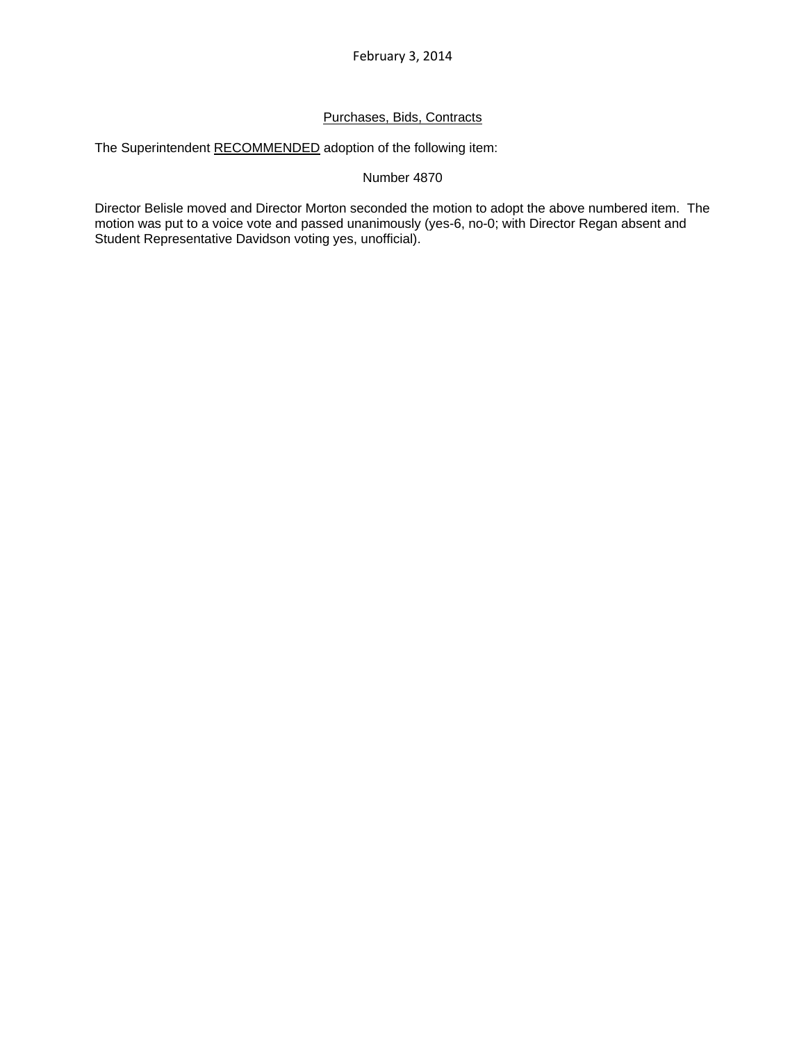February 3, 2014

## Purchases, Bids, Contracts

The Superintendent RECOMMENDED adoption of the following item:

Number 4870

Director Belisle moved and Director Morton seconded the motion to adopt the above numbered item. The motion was put to a voice vote and passed unanimously (yes-6, no-0; with Director Regan absent and Student Representative Davidson voting yes, unofficial).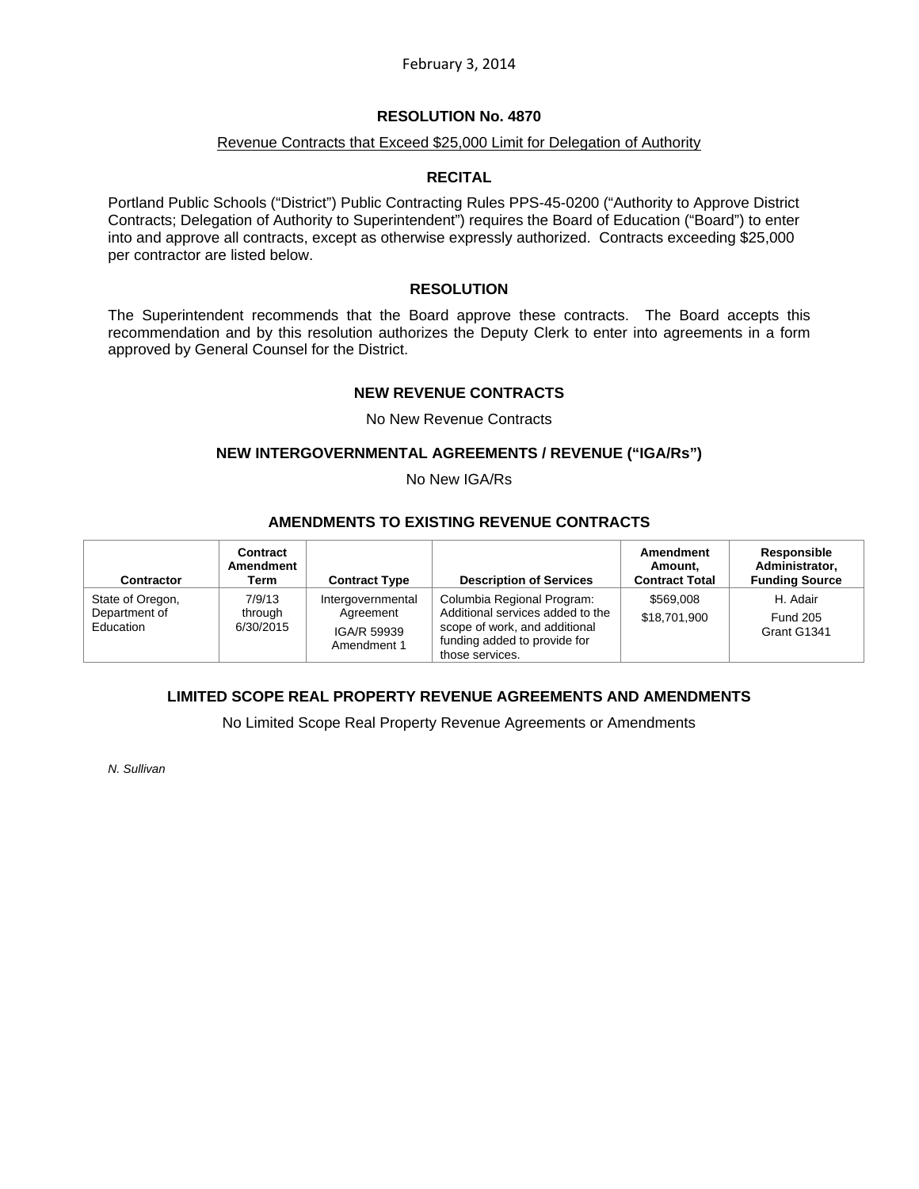February 3, 2014

## RESOLUTION No. 4870

Revenue Contracts that Exceed $25,000 Limit for Delegation of Authority

### RECITAL

Portland Public Schools ("District") Public Contracting Rules PPS-45-0200 ("Authority to Approve District Contracts; Delegation of Authority to Superintendent") requires the Board of Education ("Board") to enter into and approve all contracts, except as otherwise expressly authorized. Contracts exceeding $25,000 per contractor are listed below.

### RESOLUTION

The Superintendent recommends that the Board approve these contracts. The Board accepts this recommendation and by this resolution authorizes the Deputy Clerk to enter into agreements in a form approved by General Counsel for the District.

### NEW REVENUE CONTRACTS

No New Revenue Contracts

### NEW INTERGOVERNMENTAL AGREEMENTS / REVENUE ("IGA/Rs")

No New IGA/Rs

### AMENDMENTS TO EXISTING REVENUE CONTRACTS

| Contractor | Contract Amendment Term | Contract Type | Description of Services | Amendment Amount, Contract Total | Responsible Administrator, Funding Source |
|---|---|---|---|---|---|
| State of Oregon, Department of Education | 7/9/13 through 6/30/2015 | Intergovernmental Agreement IGA/R 59939 Amendment 1 | Columbia Regional Program: Additional services added to the scope of work, and additional funding added to provide for those services. | $569,008 $18,701,900 | H. Adair Fund 205 Grant G1341 |

### LIMITED SCOPE REAL PROPERTY REVENUE AGREEMENTS AND AMENDMENTS

No Limited Scope Real Property Revenue Agreements or Amendments

*N. Sullivan*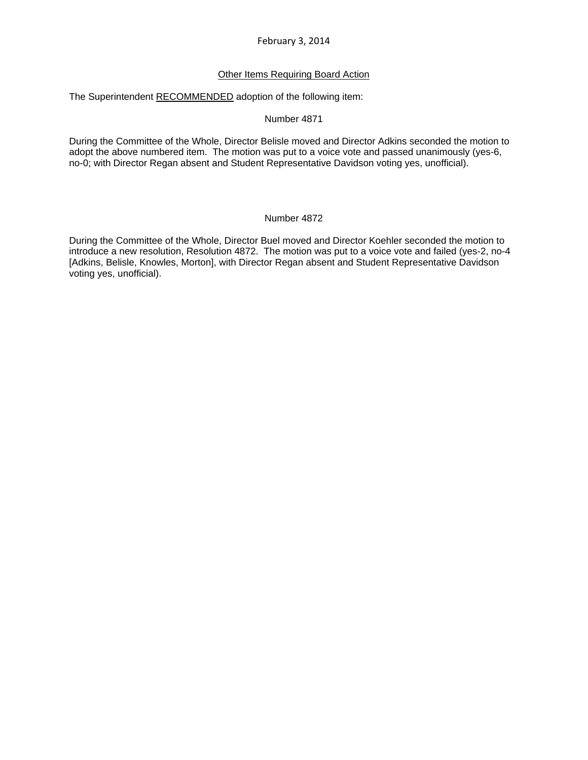February 3, 2014

Other Items Requiring Board Action

The Superintendent RECOMMENDED adoption of the following item:

Number 4871

During the Committee of the Whole, Director Belisle moved and Director Adkins seconded the motion to adopt the above numbered item. The motion was put to a voice vote and passed unanimously (yes-6, no-0; with Director Regan absent and Student Representative Davidson voting yes, unofficial).

Number 4872

During the Committee of the Whole, Director Buel moved and Director Koehler seconded the motion to introduce a new resolution, Resolution 4872. The motion was put to a voice vote and failed (yes-2, no-4 [Adkins, Belisle, Knowles, Morton], with Director Regan absent and Student Representative Davidson voting yes, unofficial).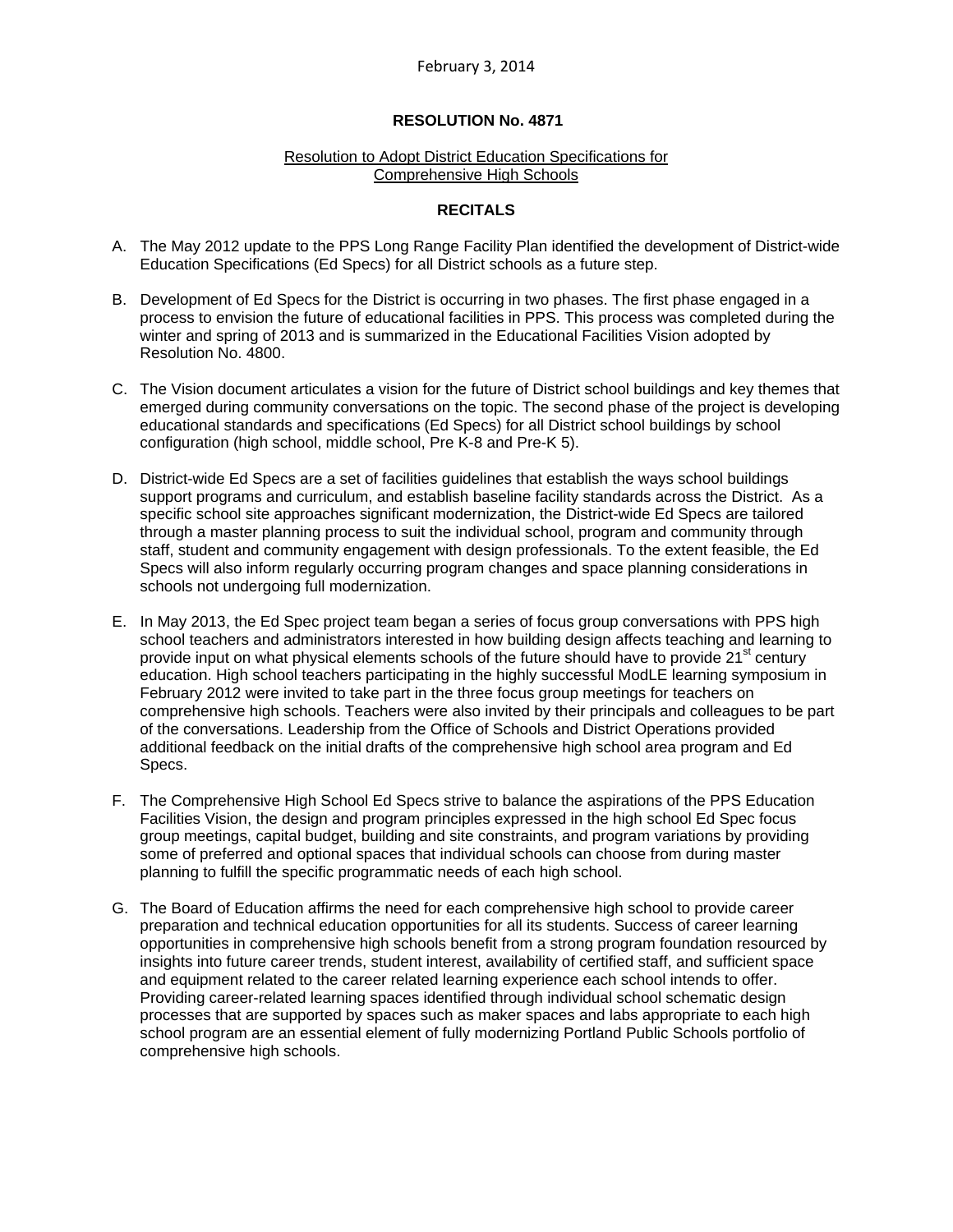February 3, 2014

**RESOLUTION No. 4871**

Resolution to Adopt District Education Specifications for Comprehensive High Schools

**RECITALS**

A. The May 2012 update to the PPS Long Range Facility Plan identified the development of District-wide Education Specifications (Ed Specs) for all District schools as a future step.

B. Development of Ed Specs for the District is occurring in two phases. The first phase engaged in a process to envision the future of educational facilities in PPS. This process was completed during the winter and spring of 2013 and is summarized in the Educational Facilities Vision adopted by Resolution No. 4800.

C. The Vision document articulates a vision for the future of District school buildings and key themes that emerged during community conversations on the topic. The second phase of the project is developing educational standards and specifications (Ed Specs) for all District school buildings by school configuration (high school, middle school, Pre K-8 and Pre-K 5).

D. District-wide Ed Specs are a set of facilities guidelines that establish the ways school buildings support programs and curriculum, and establish baseline facility standards across the District. As a specific school site approaches significant modernization, the District-wide Ed Specs are tailored through a master planning process to suit the individual school, program and community through staff, student and community engagement with design professionals. To the extent feasible, the Ed Specs will also inform regularly occurring program changes and space planning considerations in schools not undergoing full modernization.

E. In May 2013, the Ed Spec project team began a series of focus group conversations with PPS high school teachers and administrators interested in how building design affects teaching and learning to provide input on what physical elements schools of the future should have to provide 21st century education. High school teachers participating in the highly successful ModLE learning symposium in February 2012 were invited to take part in the three focus group meetings for teachers on comprehensive high schools. Teachers were also invited by their principals and colleagues to be part of the conversations. Leadership from the Office of Schools and District Operations provided additional feedback on the initial drafts of the comprehensive high school area program and Ed Specs.

F. The Comprehensive High School Ed Specs strive to balance the aspirations of the PPS Education Facilities Vision, the design and program principles expressed in the high school Ed Spec focus group meetings, capital budget, building and site constraints, and program variations by providing some of preferred and optional spaces that individual schools can choose from during master planning to fulfill the specific programmatic needs of each high school.

G. The Board of Education affirms the need for each comprehensive high school to provide career preparation and technical education opportunities for all its students. Success of career learning opportunities in comprehensive high schools benefit from a strong program foundation resourced by insights into future career trends, student interest, availability of certified staff, and sufficient space and equipment related to the career related learning experience each school intends to offer. Providing career-related learning spaces identified through individual school schematic design processes that are supported by spaces such as maker spaces and labs appropriate to each high school program are an essential element of fully modernizing Portland Public Schools portfolio of comprehensive high schools.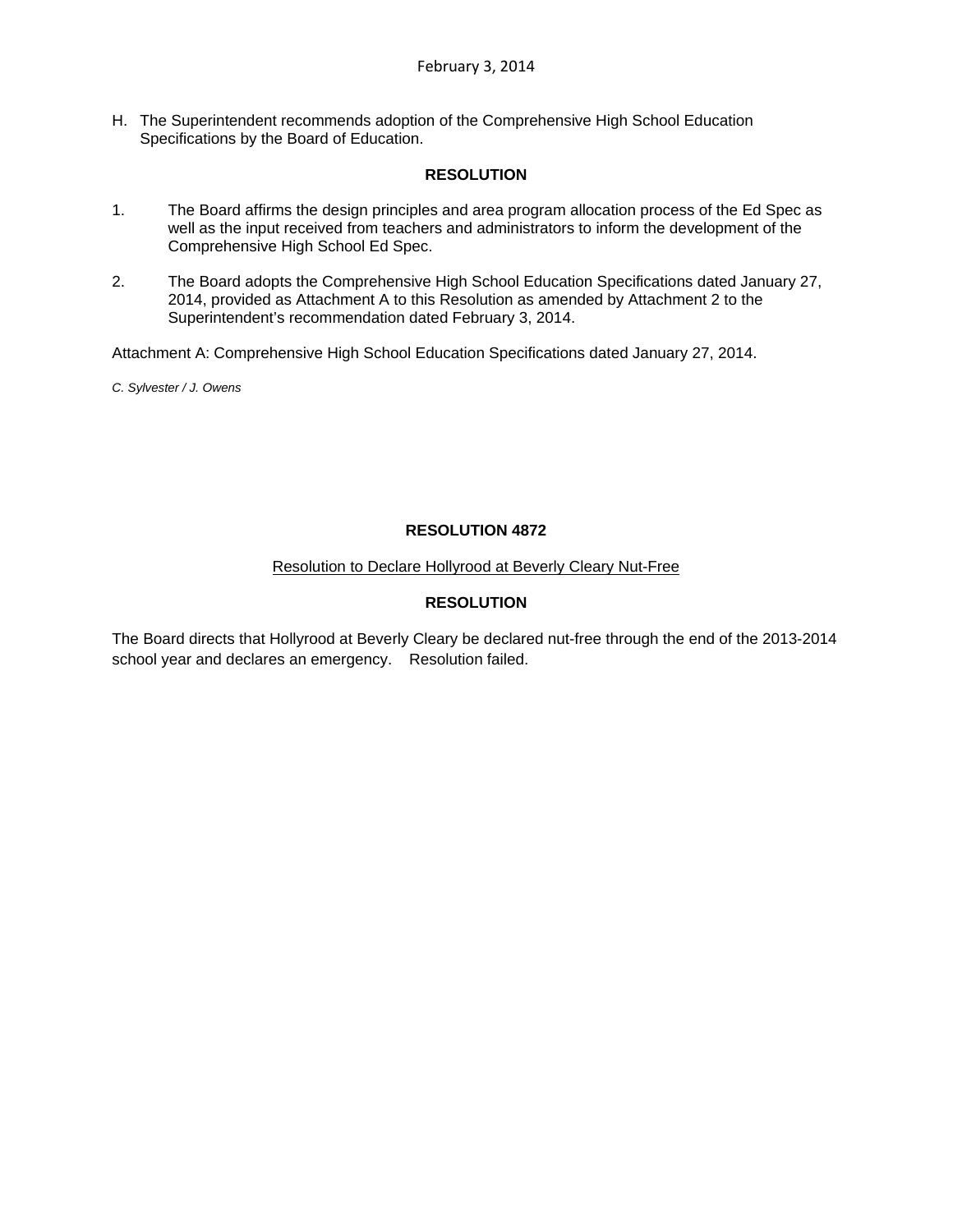H. The Superintendent recommends adoption of the Comprehensive High School Education Specifications by the Board of Education.

**RESOLUTION**

1. The Board affirms the design principles and area program allocation process of the Ed Spec as well as the input received from teachers and administrators to inform the development of the Comprehensive High School Ed Spec.

2. The Board adopts the Comprehensive High School Education Specifications dated January 27, 2014, provided as Attachment A to this Resolution as amended by Attachment 2 to the Superintendent's recommendation dated February 3, 2014.

Attachment A: Comprehensive High School Education Specifications dated January 27, 2014.

*C. Sylvester / J. Owens*

**RESOLUTION 4872**

Resolution to Declare Hollyrood at Beverly Cleary Nut-Free

**RESOLUTION**

The Board directs that Hollyrood at Beverly Cleary be declared nut-free through the end of the 2013-2014 school year and declares an emergency. Resolution failed.